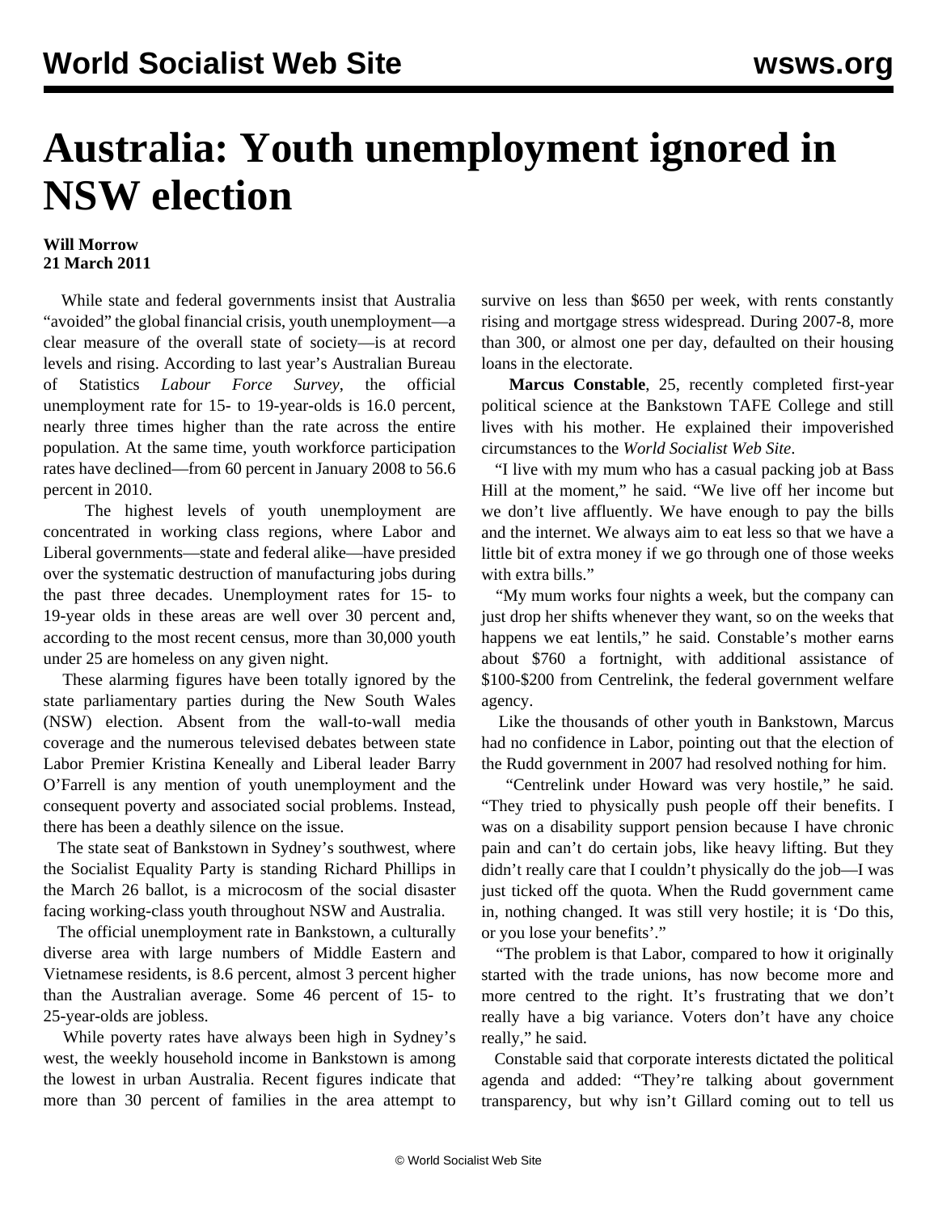# Australia: Youth unemployment ignored in NSW election

**Will Morrow**
**21 March 2011**

While state and federal governments insist that Australia "avoided" the global financial crisis, youth unemployment—a clear measure of the overall state of society—is at record levels and rising. According to last year's Australian Bureau of Statistics *Labour Force Survey*, the official unemployment rate for 15- to 19-year-olds is 16.0 percent, nearly three times higher than the rate across the entire population. At the same time, youth workforce participation rates have declined—from 60 percent in January 2008 to 56.6 percent in 2010.

The highest levels of youth unemployment are concentrated in working class regions, where Labor and Liberal governments—state and federal alike—have presided over the systematic destruction of manufacturing jobs during the past three decades. Unemployment rates for 15- to 19-year olds in these areas are well over 30 percent and, according to the most recent census, more than 30,000 youth under 25 are homeless on any given night.

These alarming figures have been totally ignored by the state parliamentary parties during the New South Wales (NSW) election. Absent from the wall-to-wall media coverage and the numerous televised debates between state Labor Premier Kristina Keneally and Liberal leader Barry O'Farrell is any mention of youth unemployment and the consequent poverty and associated social problems. Instead, there has been a deathly silence on the issue.

The state seat of Bankstown in Sydney's southwest, where the Socialist Equality Party is standing Richard Phillips in the March 26 ballot, is a microcosm of the social disaster facing working-class youth throughout NSW and Australia.

The official unemployment rate in Bankstown, a culturally diverse area with large numbers of Middle Eastern and Vietnamese residents, is 8.6 percent, almost 3 percent higher than the Australian average. Some 46 percent of 15- to 25-year-olds are jobless.

While poverty rates have always been high in Sydney's west, the weekly household income in Bankstown is among the lowest in urban Australia. Recent figures indicate that more than 30 percent of families in the area attempt to survive on less than $650 per week, with rents constantly rising and mortgage stress widespread. During 2007-8, more than 300, or almost one per day, defaulted on their housing loans in the electorate.

**Marcus Constable**, 25, recently completed first-year political science at the Bankstown TAFE College and still lives with his mother. He explained their impoverished circumstances to the *World Socialist Web Site*.

"I live with my mum who has a casual packing job at Bass Hill at the moment," he said. "We live off her income but we don't live affluently. We have enough to pay the bills and the internet. We always aim to eat less so that we have a little bit of extra money if we go through one of those weeks with extra bills."

"My mum works four nights a week, but the company can just drop her shifts whenever they want, so on the weeks that happens we eat lentils," he said. Constable's mother earns about $760 a fortnight, with additional assistance of $100-$200 from Centrelink, the federal government welfare agency.

Like the thousands of other youth in Bankstown, Marcus had no confidence in Labor, pointing out that the election of the Rudd government in 2007 had resolved nothing for him.

"Centrelink under Howard was very hostile," he said. "They tried to physically push people off their benefits. I was on a disability support pension because I have chronic pain and can't do certain jobs, like heavy lifting. But they didn't really care that I couldn't physically do the job—I was just ticked off the quota. When the Rudd government came in, nothing changed. It was still very hostile; it is 'Do this, or you lose your benefits'."

"The problem is that Labor, compared to how it originally started with the trade unions, has now become more and more centred to the right. It's frustrating that we don't really have a big variance. Voters don't have any choice really," he said.

Constable said that corporate interests dictated the political agenda and added: "They're talking about government transparency, but why isn't Gillard coming out to tell us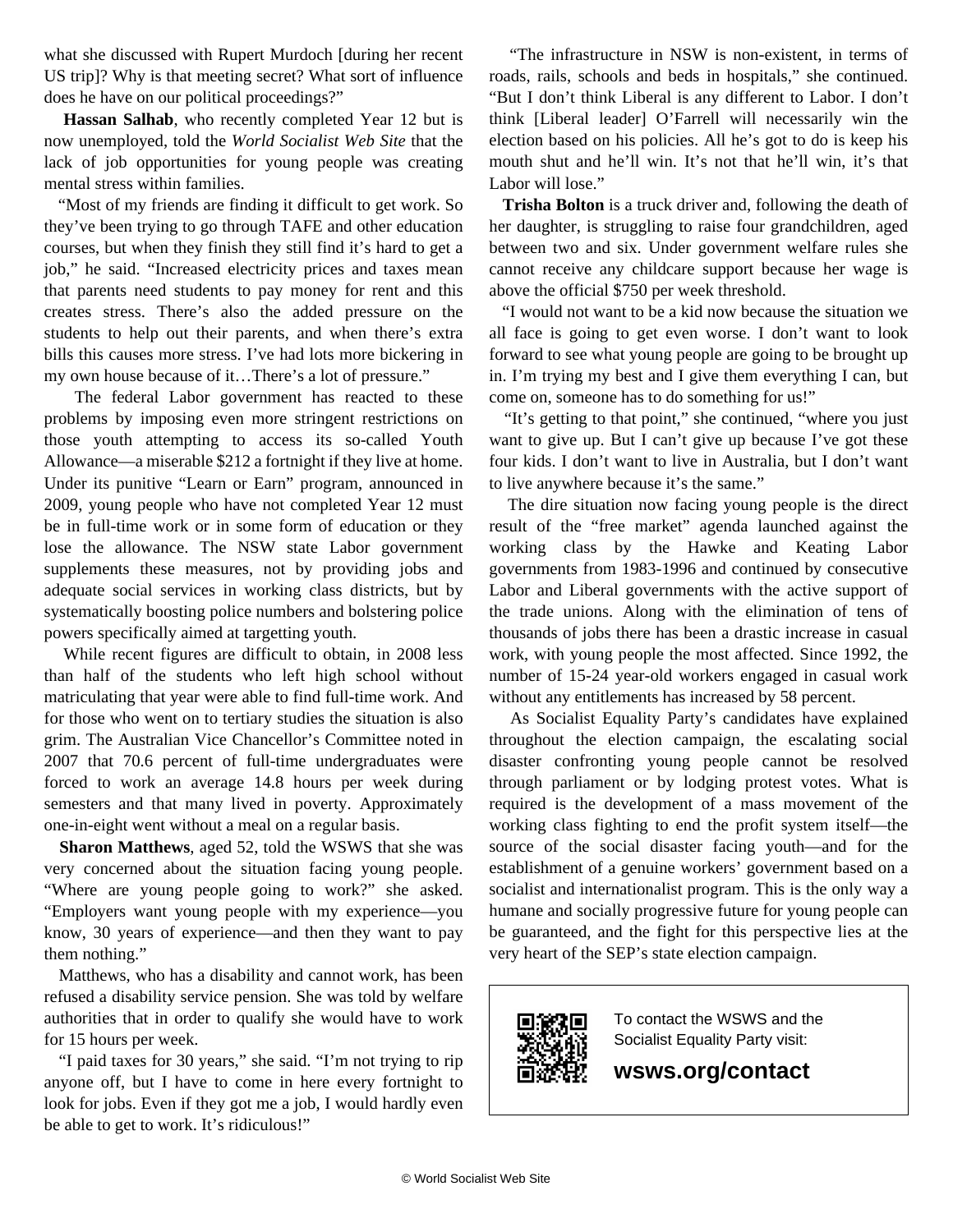what she discussed with Rupert Murdoch [during her recent US trip]? Why is that meeting secret? What sort of influence does he have on our political proceedings?"

**Hassan Salhab**, who recently completed Year 12 but is now unemployed, told the *World Socialist Web Site* that the lack of job opportunities for young people was creating mental stress within families.

"Most of my friends are finding it difficult to get work. So they've been trying to go through TAFE and other education courses, but when they finish they still find it's hard to get a job," he said. "Increased electricity prices and taxes mean that parents need students to pay money for rent and this creates stress. There's also the added pressure on the students to help out their parents, and when there's extra bills this causes more stress. I've had lots more bickering in my own house because of it…There's a lot of pressure."

The federal Labor government has reacted to these problems by imposing even more stringent restrictions on those youth attempting to access its so-called Youth Allowance—a miserable $212 a fortnight if they live at home. Under its punitive "Learn or Earn" program, announced in 2009, young people who have not completed Year 12 must be in full-time work or in some form of education or they lose the allowance. The NSW state Labor government supplements these measures, not by providing jobs and adequate social services in working class districts, but by systematically boosting police numbers and bolstering police powers specifically aimed at targetting youth.

While recent figures are difficult to obtain, in 2008 less than half of the students who left high school without matriculating that year were able to find full-time work. And for those who went on to tertiary studies the situation is also grim. The Australian Vice Chancellor's Committee noted in 2007 that 70.6 percent of full-time undergraduates were forced to work an average 14.8 hours per week during semesters and that many lived in poverty. Approximately one-in-eight went without a meal on a regular basis.

**Sharon Matthews**, aged 52, told the WSWS that she was very concerned about the situation facing young people. "Where are young people going to work?" she asked. "Employers want young people with my experience—you know, 30 years of experience—and then they want to pay them nothing."

Matthews, who has a disability and cannot work, has been refused a disability service pension. She was told by welfare authorities that in order to qualify she would have to work for 15 hours per week.

"I paid taxes for 30 years," she said. "I'm not trying to rip anyone off, but I have to come in here every fortnight to look for jobs. Even if they got me a job, I would hardly even be able to get to work. It's ridiculous!"

"The infrastructure in NSW is non-existent, in terms of roads, rails, schools and beds in hospitals," she continued. "But I don't think Liberal is any different to Labor. I don't think [Liberal leader] O'Farrell will necessarily win the election based on his policies. All he's got to do is keep his mouth shut and he'll win. It's not that he'll win, it's that Labor will lose."

**Trisha Bolton** is a truck driver and, following the death of her daughter, is struggling to raise four grandchildren, aged between two and six. Under government welfare rules she cannot receive any childcare support because her wage is above the official $750 per week threshold.

"I would not want to be a kid now because the situation we all face is going to get even worse. I don't want to look forward to see what young people are going to be brought up in. I'm trying my best and I give them everything I can, but come on, someone has to do something for us!"

"It's getting to that point," she continued, "where you just want to give up. But I can't give up because I've got these four kids. I don't want to live in Australia, but I don't want to live anywhere because it's the same."

The dire situation now facing young people is the direct result of the "free market" agenda launched against the working class by the Hawke and Keating Labor governments from 1983-1996 and continued by consecutive Labor and Liberal governments with the active support of the trade unions. Along with the elimination of tens of thousands of jobs there has been a drastic increase in casual work, with young people the most affected. Since 1992, the number of 15-24 year-old workers engaged in casual work without any entitlements has increased by 58 percent.

As Socialist Equality Party's candidates have explained throughout the election campaign, the escalating social disaster confronting young people cannot be resolved through parliament or by lodging protest votes. What is required is the development of a mass movement of the working class fighting to end the profit system itself—the source of the social disaster facing youth—and for the establishment of a genuine workers' government based on a socialist and internationalist program. This is the only way a humane and socially progressive future for young people can be guaranteed, and the fight for this perspective lies at the very heart of the SEP's state election campaign.

To contact the WSWS and the Socialist Equality Party visit:

**wsws.org/contact**